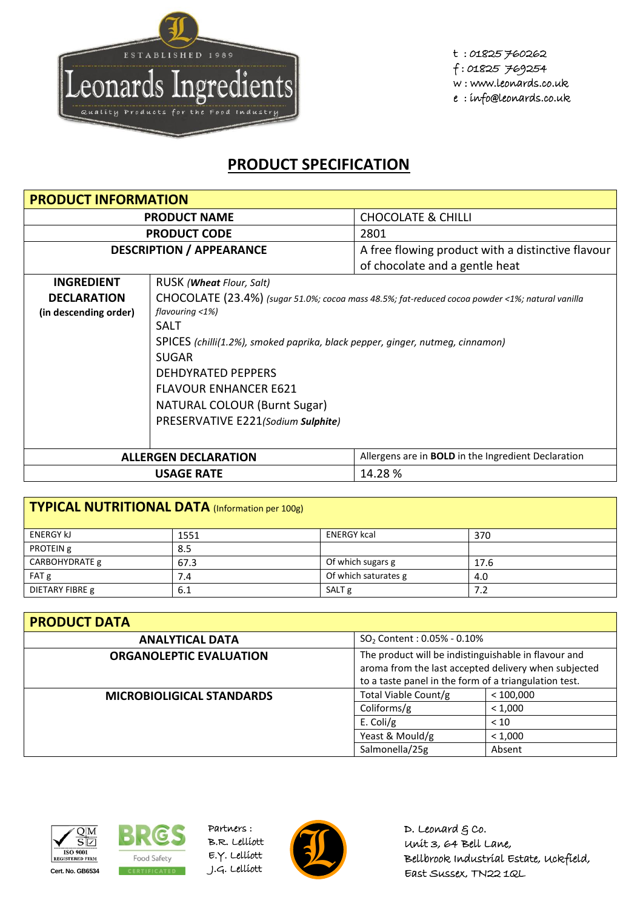ESTABLISHED 1989

# Leonards Ingredients

Quality Products for the Food Industry

t : 01825 760262
f : 01825 769254
w : www.leonards.co.uk
e : info@leonards.co.uk

## PRODUCT SPECIFICATION

| PRODUCT INFORMATION | |
|---|---|
| **PRODUCT NAME** | CHOCOLATE & CHILLI |
| **PRODUCT CODE** | 2801 |
| **DESCRIPTION / APPEARANCE** | A free flowing product with a distinctive flavour of chocolate and a gentle heat |
| **INGREDIENT DECLARATION (in descending order)** | RUSK *(**Wheat** Flour, Salt)*<br>CHOCOLATE (23.4%) *(sugar 51.0%; cocoa mass 48.5%; fat-reduced cocoa powder <1%; natural vanilla flavouring <1%)*<br>SALT<br>SPICES *(chilli(1.2%), smoked paprika, black pepper, ginger, nutmeg, cinnamon)*<br>SUGAR<br>DEHDYRATED PEPPERS<br>FLAVOUR ENHANCER E621<br>NATURAL COLOUR (Burnt Sugar)<br>PRESERVATIVE E221*(Sodium **Sulphite**)* |
| **ALLERGEN DECLARATION** | Allergens are in **BOLD** in the Ingredient Declaration |
| **USAGE RATE** | 14.28 % |

| TYPICAL NUTRITIONAL DATA (Information per 100g) | | | |
|---|---|---|---|
| ENERGY kJ | 1551 | ENERGY kcal | 370 |
| PROTEIN g | 8.5 | | |
| CARBOHYDRATE g | 67.3 | Of which sugars g | 17.6 |
| FAT g | 7.4 | Of which saturates g | 4.0 |
| DIETARY FIBRE g | 6.1 | SALT g | 7.2 |

| PRODUCT DATA | | |
|---|---|---|
| **ANALYTICAL DATA** | $SO_2$ Content : 0.05% - 0.10% | |
| **ORGANOLEPTIC EVALUATION** | The product will be indistinguishable in flavour and aroma from the last accepted delivery when subjected to a taste panel in the form of a triangulation test. | |
| **MICROBIOLIGICAL STANDARDS** | Total Viable Count/g | < 100,000 |
| | Coliforms/g | < 1,000 |
| | E. Coli/g | < 10 |
| | Yeast & Mould/g | < 1,000 |
| | Salmonella/25g | Absent |

QMS ISO 9001 REGISTERED FIRM
Cert. No. GB6534

BRCGS Food Safety CERTIFICATED

Partners :
B.R. Lelliott
E.Y. Lelliott
J.G. Lelliott

D. Leonard & Co.
Unit 3, 64 Bell Lane,
Bellbrook Industrial Estate, Uckfield,
East Sussex, TN22 1QL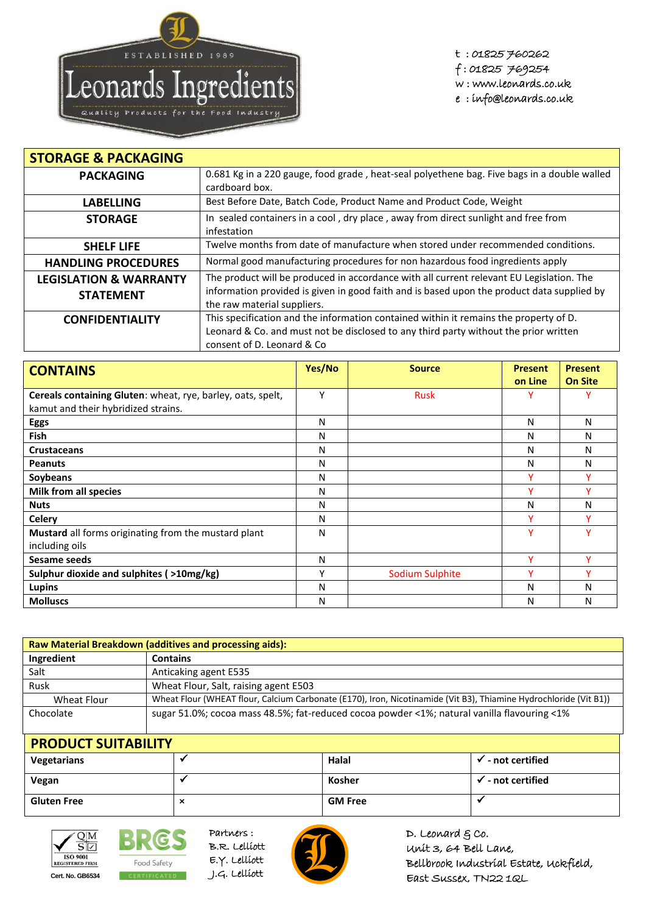# Leonards Ingredients

ESTABLISHED 1989

Quality Products for the Food Industry

t : 01825 760262
f : 01825 769254
w : www.leonards.co.uk
e : info@leonards.co.uk

| STORAGE & PACKAGING | |
|---|---|
| **PACKAGING** | 0.681 Kg in a 220 gauge, food grade , heat-seal polyethene bag. Five bags in a double walled cardboard box. |
| **LABELLING** | Best Before Date, Batch Code, Product Name and Product Code, Weight |
| **STORAGE** | In sealed containers in a cool , dry place , away from direct sunlight and free from infestation |
| **SHELF LIFE** | Twelve months from date of manufacture when stored under recommended conditions. |
| **HANDLING PROCEDURES** | Normal good manufacturing procedures for non hazardous food ingredients apply |
| **LEGISLATION & WARRANTY STATEMENT** | The product will be produced in accordance with all current relevant EU Legislation. The information provided is given in good faith and is based upon the product data supplied by the raw material suppliers. |
| **CONFIDENTIALITY** | This specification and the information contained within it remains the property of D. Leonard & Co. and must not be disclosed to any third party without the prior written consent of D. Leonard & Co |

| CONTAINS | Yes/No | Source | Present on Line | Present On Site |
|---|---|---|---|---|
| **Cereals containing Gluten**: wheat, rye, barley, oats, spelt, kamut and their hybridized strains. | Y | Rusk | Y | Y |
| **Eggs** | N | | N | N |
| **Fish** | N | | N | N |
| **Crustaceans** | N | | N | N |
| **Peanuts** | N | | N | N |
| **Soybeans** | N | | Y | Y |
| **Milk from all species** | N | | Y | Y |
| **Nuts** | N | | N | N |
| **Celery** | N | | Y | Y |
| **Mustard** all forms originating from the mustard plant including oils | N | | Y | Y |
| **Sesame seeds** | N | | Y | Y |
| **Sulphur dioxide and sulphites ( >10mg/kg)** | Y | Sodium Sulphite | Y | Y |
| **Lupins** | N | | N | N |
| **Molluscs** | N | | N | N |

| Raw Material Breakdown (additives and processing aids): | |
|---|---|
| **Ingredient** | **Contains** |
| Salt | Anticaking agent E535 |
| Rusk | Wheat Flour, Salt, raising agent E503 |
| Wheat Flour | Wheat Flour (WHEAT flour, Calcium Carbonate (E170), Iron, Nicotinamide (Vit B3), Thiamine Hydrochloride (Vit B1)) |
| Chocolate | sugar 51.0%; cocoa mass 48.5%; fat-reduced cocoa powder <1%; natural vanilla flavouring <1% |

| PRODUCT SUITABILITY | | | |
|---|---|---|---|
| **Vegetarians** | ✓ | **Halal** | **✓ - not certified** |
| **Vegan** | ✓ | **Kosher** | **✓ - not certified** |
| **Gluten Free** | × | **GM Free** | ✓ |

QM ISO 9001 REGISTERED FIRM Cert. No. GB6534

BRCGS Food Safety CERTIFICATED

Partners :
B.R. Lelliott
E.Y. Lelliott
J.G. Lelliott

D. Leonard & Co.
Unit 3, 64 Bell Lane,
Bellbrook Industrial Estate, Uckfield,
East Sussex, TN22 1QL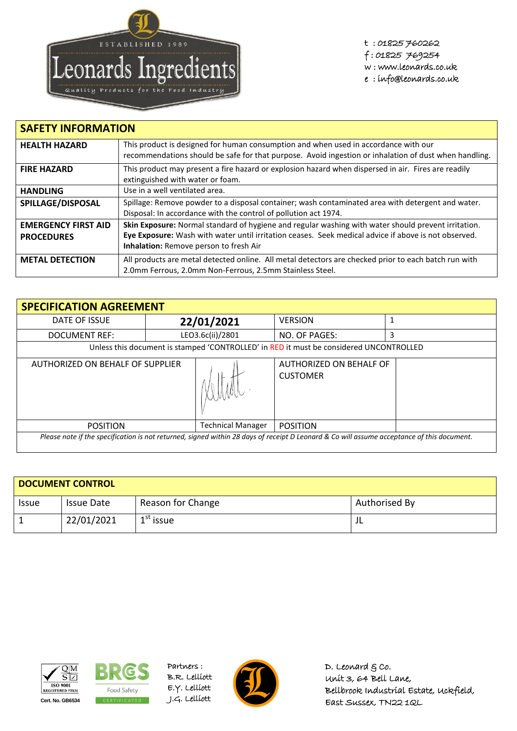Leonards Ingredients
ESTABLISHED 1989
Quality Products for the Food Industry

t : 01825 760262
f : 01825 769254
w : www.leonards.co.uk
e : info@leonards.co.uk

| SAFETY INFORMATION | |
|---|---|
| **HEALTH HAZARD** | This product is designed for human consumption and when used in accordance with our recommendations should be safe for that purpose. Avoid ingestion or inhalation of dust when handling. |
| **FIRE HAZARD** | This product may present a fire hazard or explosion hazard when dispersed in air. Fires are readily extinguished with water or foam. |
| **HANDLING** | Use in a well ventilated area. |
| **SPILLAGE/DISPOSAL** | Spillage: Remove powder to a disposal container; wash contaminated area with detergent and water. Disposal: In accordance with the control of pollution act 1974. |
| **EMERGENCY FIRST AID PROCEDURES** | **Skin Exposure:** Normal standard of hygiene and regular washing with water should prevent irritation. **Eye Exposure:** Wash with water until irritation ceases. Seek medical advice if above is not observed. **Inhalation:** Remove person to fresh Air |
| **METAL DETECTION** | All products are metal detected online. All metal detectors are checked prior to each batch run with 2.0mm Ferrous, 2.0mm Non-Ferrous, 2.5mm Stainless Steel. |

| SPECIFICATION AGREEMENT | | | |
|---|---|---|---|
| DATE OF ISSUE | **22/01/2021** | VERSION | 1 |
| DOCUMENT REF: | LEO3.6c(ii)/2801 | NO. OF PAGES: | 3 |
| Unless this document is stamped 'CONTROLLED' in RED it must be considered UNCONTROLLED | | | |
| AUTHORIZED ON BEHALF OF SUPPLIER | [signature] | AUTHORIZED ON BEHALF OF CUSTOMER | |
| POSITION | Technical Manager | POSITION | |

*Please note if the specification is not returned, signed within 28 days of receipt D Leonard & Co will assume acceptance of this document.*

| DOCUMENT CONTROL | | | |
|---|---|---|---|
| Issue | Issue Date | Reason for Change | Authorised By |
| 1 | 22/01/2021 | 1st issue | JL |

QMS ISO 9001 REGISTERED FIRM Cert. No. GB6534

BRCGS Food Safety CERTIFICATED

Partners :
B.R. Lelliott
E.Y. Lelliott
J.G. Lelliott

D. Leonard & Co.
Unit 3, 64 Bell Lane,
Bellbrook Industrial Estate, Uckfield,
East Sussex, TN22 1QL